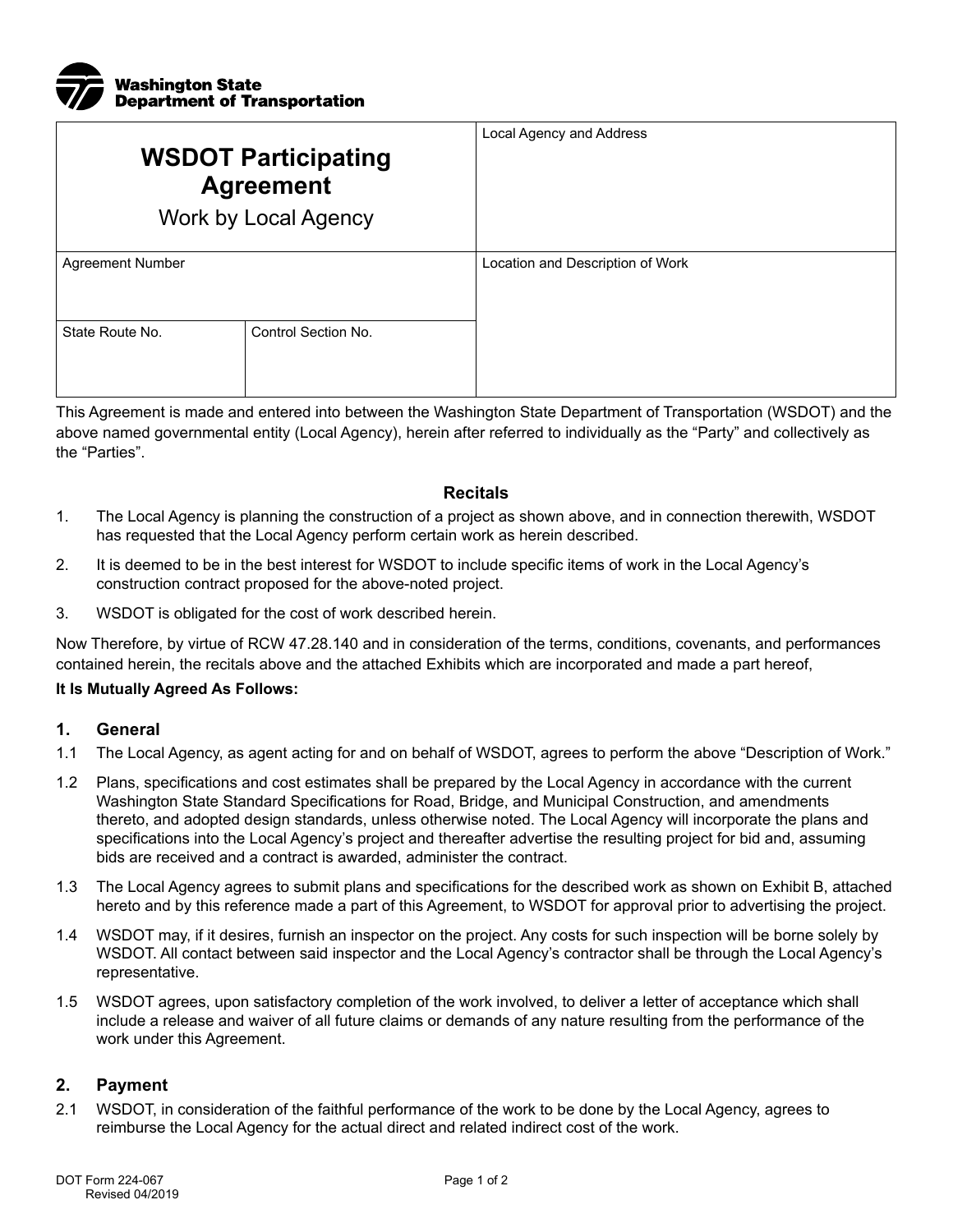Washington State Department of Transportation

| WSDOT Participating Agreement<br>Work by Local Agency | | Local Agency and Address |
|---|---|---|
| Agreement Number | | Location and Description of Work |
| State Route No. | Control Section No. | |

This Agreement is made and entered into between the Washington State Department of Transportation (WSDOT) and the above named governmental entity (Local Agency), herein after referred to individually as the "Party" and collectively as the "Parties".

## Recitals

1. The Local Agency is planning the construction of a project as shown above, and in connection therewith, WSDOT has requested that the Local Agency perform certain work as herein described.
2. It is deemed to be in the best interest for WSDOT to include specific items of work in the Local Agency's construction contract proposed for the above-noted project.
3. WSDOT is obligated for the cost of work described herein.

Now Therefore, by virtue of RCW 47.28.140 and in consideration of the terms, conditions, covenants, and performances contained herein, the recitals above and the attached Exhibits which are incorporated and made a part hereof,

**It Is Mutually Agreed As Follows:**

## 1. General

1.1 The Local Agency, as agent acting for and on behalf of WSDOT, agrees to perform the above "Description of Work."

1.2 Plans, specifications and cost estimates shall be prepared by the Local Agency in accordance with the current Washington State Standard Specifications for Road, Bridge, and Municipal Construction, and amendments thereto, and adopted design standards, unless otherwise noted. The Local Agency will incorporate the plans and specifications into the Local Agency's project and thereafter advertise the resulting project for bid and, assuming bids are received and a contract is awarded, administer the contract.

1.3 The Local Agency agrees to submit plans and specifications for the described work as shown on Exhibit B, attached hereto and by this reference made a part of this Agreement, to WSDOT for approval prior to advertising the project.

1.4 WSDOT may, if it desires, furnish an inspector on the project. Any costs for such inspection will be borne solely by WSDOT. All contact between said inspector and the Local Agency's contractor shall be through the Local Agency's representative.

1.5 WSDOT agrees, upon satisfactory completion of the work involved, to deliver a letter of acceptance which shall include a release and waiver of all future claims or demands of any nature resulting from the performance of the work under this Agreement.

## 2. Payment

2.1 WSDOT, in consideration of the faithful performance of the work to be done by the Local Agency, agrees to reimburse the Local Agency for the actual direct and related indirect cost of the work.

DOT Form 224-067
Revised 04/2019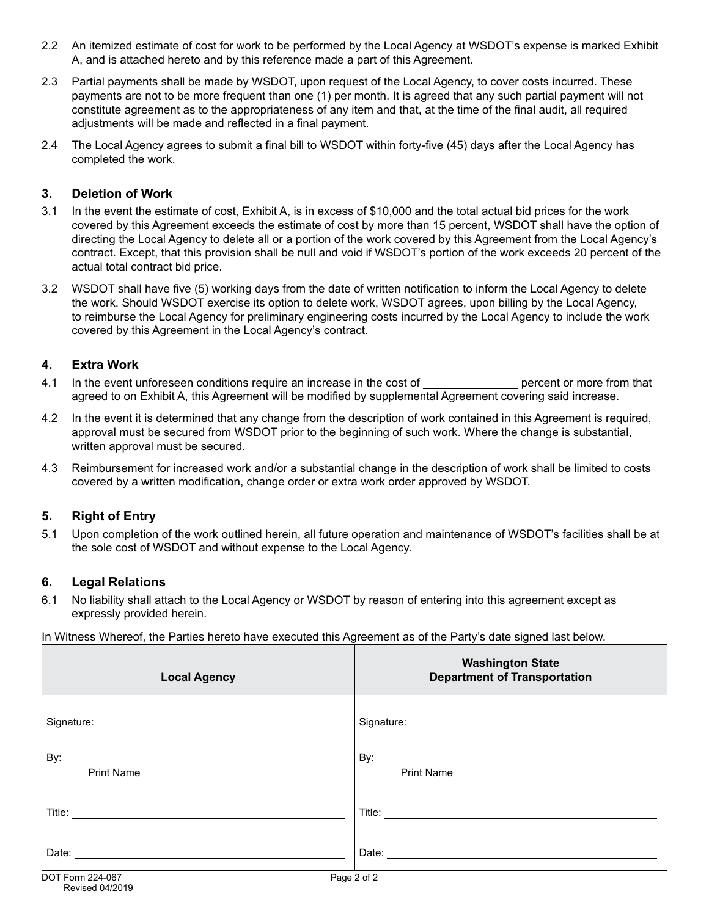2.2 An itemized estimate of cost for work to be performed by the Local Agency at WSDOT's expense is marked Exhibit A, and is attached hereto and by this reference made a part of this Agreement.

2.3 Partial payments shall be made by WSDOT, upon request of the Local Agency, to cover costs incurred. These payments are not to be more frequent than one (1) per month. It is agreed that any such partial payment will not constitute agreement as to the appropriateness of any item and that, at the time of the final audit, all required adjustments will be made and reflected in a final payment.

2.4 The Local Agency agrees to submit a final bill to WSDOT within forty-five (45) days after the Local Agency has completed the work.

## 3. Deletion of Work

3.1 In the event the estimate of cost, Exhibit A, is in excess of $10,000 and the total actual bid prices for the work covered by this Agreement exceeds the estimate of cost by more than 15 percent, WSDOT shall have the option of directing the Local Agency to delete all or a portion of the work covered by this Agreement from the Local Agency's contract. Except, that this provision shall be null and void if WSDOT's portion of the work exceeds 20 percent of the actual total contract bid price.

3.2 WSDOT shall have five (5) working days from the date of written notification to inform the Local Agency to delete the work. Should WSDOT exercise its option to delete work, WSDOT agrees, upon billing by the Local Agency, to reimburse the Local Agency for preliminary engineering costs incurred by the Local Agency to include the work covered by this Agreement in the Local Agency's contract.

## 4. Extra Work

4.1 In the event unforeseen conditions require an increase in the cost of ______________ percent or more from that agreed to on Exhibit A, this Agreement will be modified by supplemental Agreement covering said increase.

4.2 In the event it is determined that any change from the description of work contained in this Agreement is required, approval must be secured from WSDOT prior to the beginning of such work. Where the change is substantial, written approval must be secured.

4.3 Reimbursement for increased work and/or a substantial change in the description of work shall be limited to costs covered by a written modification, change order or extra work order approved by WSDOT.

## 5. Right of Entry

5.1 Upon completion of the work outlined herein, all future operation and maintenance of WSDOT's facilities shall be at the sole cost of WSDOT and without expense to the Local Agency.

## 6. Legal Relations

6.1 No liability shall attach to the Local Agency or WSDOT by reason of entering into this agreement except as expressly provided herein.

In Witness Whereof, the Parties hereto have executed this Agreement as of the Party's date signed last below.

| Local Agency | Washington State Department of Transportation |
| --- | --- |
| Signature: ______________________ | Signature: ______________________ |
| By: ______________________ Print Name | By: ______________________ Print Name |
| Title: ______________________ | Title: ______________________ |
| Date: ______________________ | Date: ______________________ |

DOT Form 224-067
Revised 04/2019